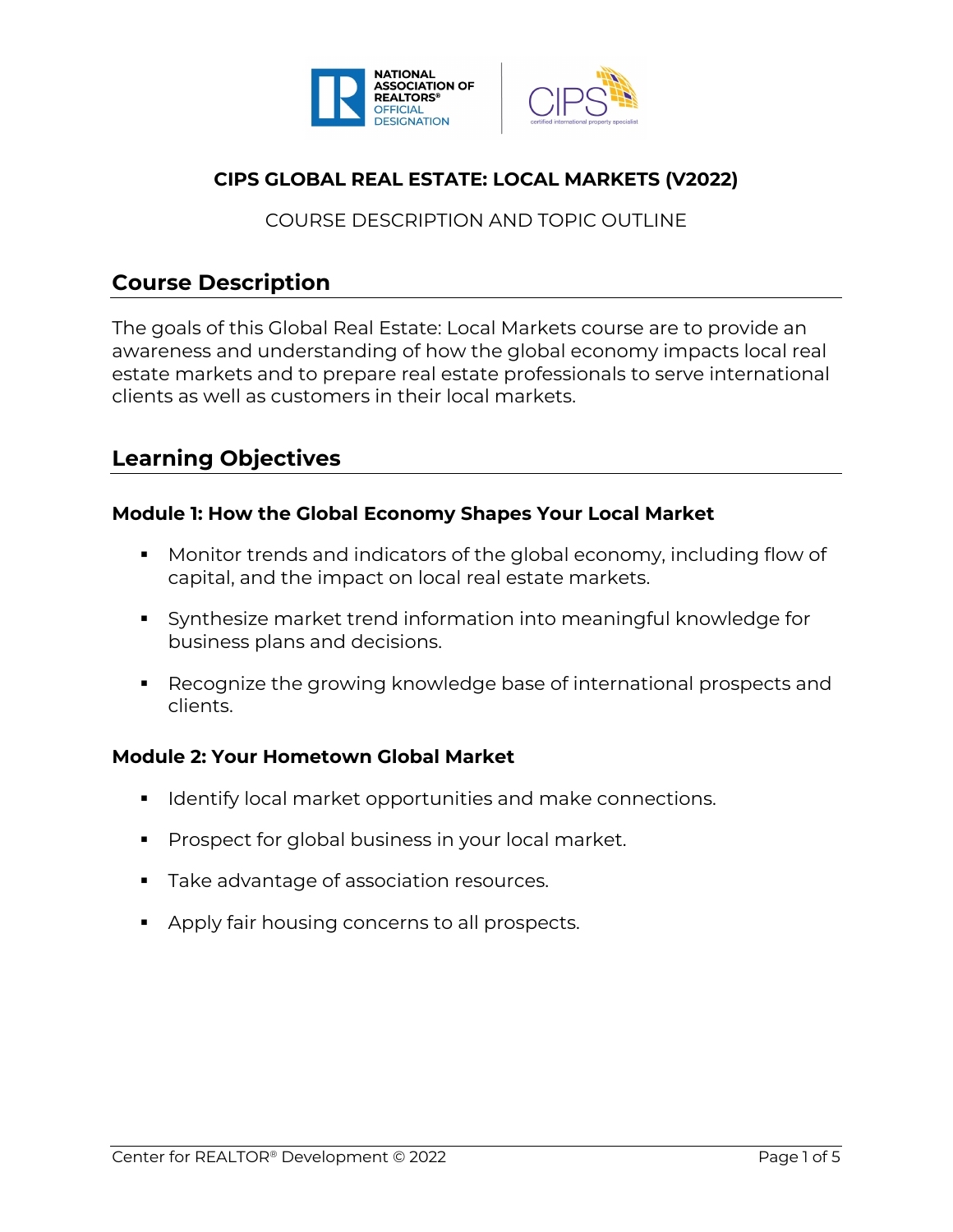# CIPS GLOBAL REAL ESTATE: LOCAL MARKETS (V2022)

COURSE DESCRIPTION AND TOPIC OUTLINE

## Course Description

The goals of this Global Real Estate: Local Markets course are to provide an awareness and understanding of how the global economy impacts local real estate markets and to prepare real estate professionals to serve international clients as well as customers in their local markets.

## Learning Objectives

### Module 1: How the Global Economy Shapes Your Local Market

- Monitor trends and indicators of the global economy, including flow of capital, and the impact on local real estate markets.
- Synthesize market trend information into meaningful knowledge for business plans and decisions.
- Recognize the growing knowledge base of international prospects and clients.

### Module 2: Your Hometown Global Market

- Identify local market opportunities and make connections.
- Prospect for global business in your local market.
- Take advantage of association resources.
- Apply fair housing concerns to all prospects.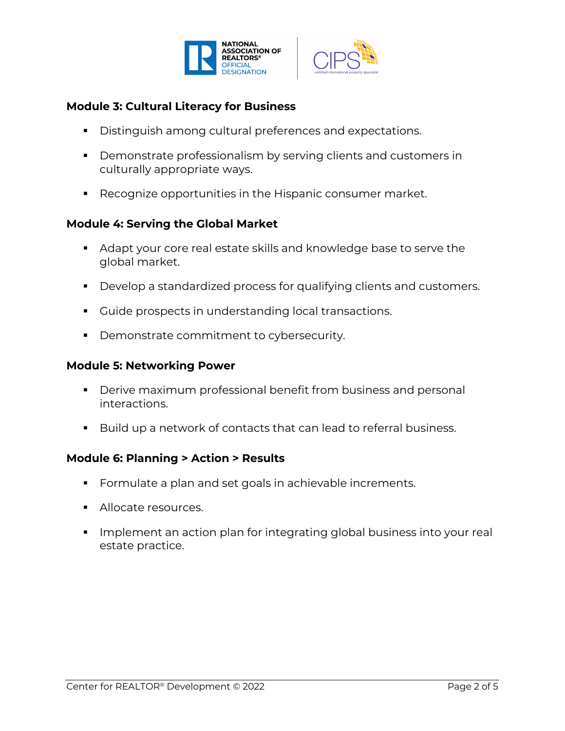### Module 3: Cultural Literacy for Business

- Distinguish among cultural preferences and expectations.
- Demonstrate professionalism by serving clients and customers in culturally appropriate ways.
- Recognize opportunities in the Hispanic consumer market.

### Module 4: Serving the Global Market

- Adapt your core real estate skills and knowledge base to serve the global market.
- Develop a standardized process for qualifying clients and customers.
- Guide prospects in understanding local transactions.
- Demonstrate commitment to cybersecurity.

### Module 5: Networking Power

- Derive maximum professional benefit from business and personal interactions.
- Build up a network of contacts that can lead to referral business.

### Module 6: Planning > Action > Results

- Formulate a plan and set goals in achievable increments.
- Allocate resources.
- Implement an action plan for integrating global business into your real estate practice.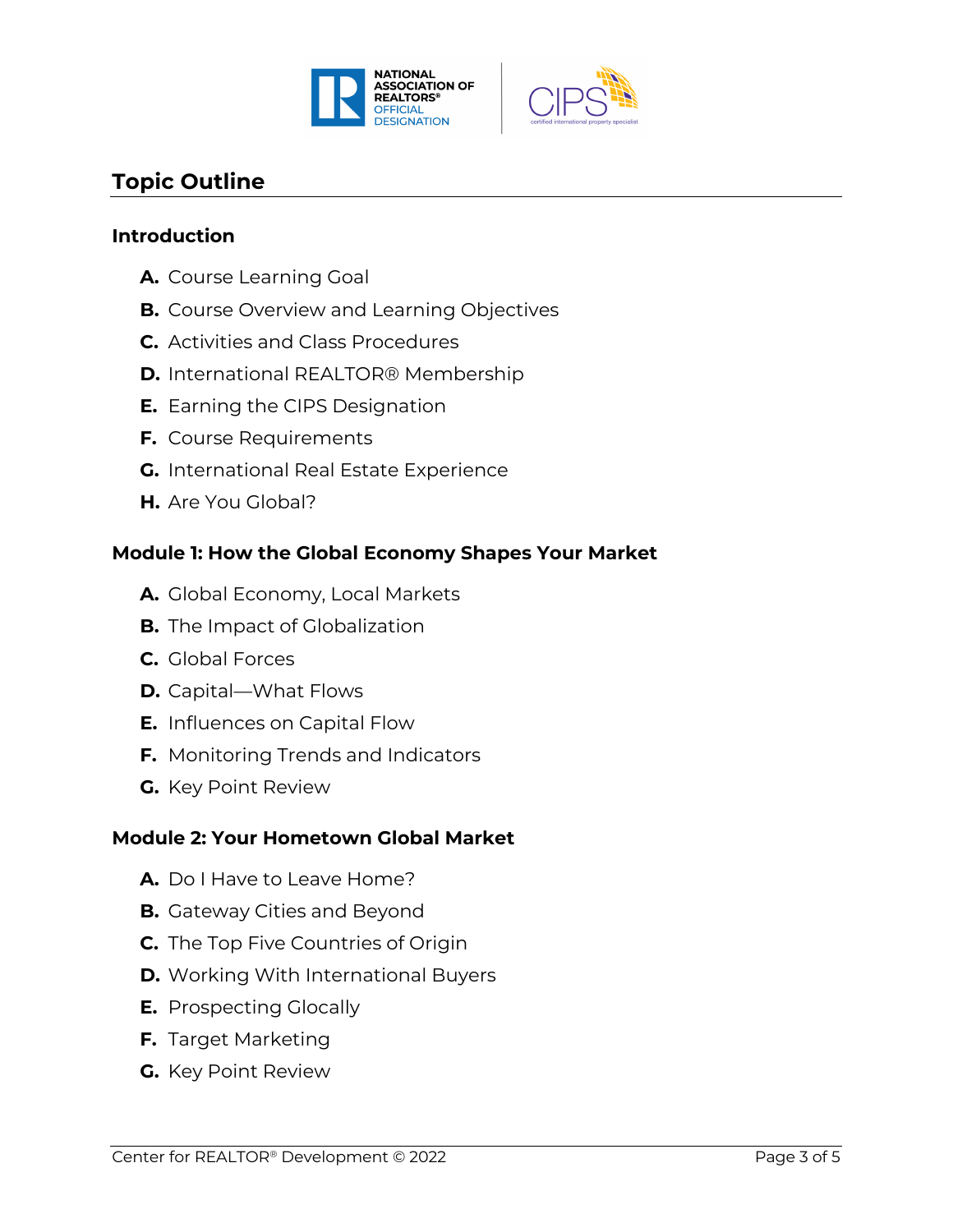## Topic Outline

### Introduction

- **A.** Course Learning Goal
- **B.** Course Overview and Learning Objectives
- **C.** Activities and Class Procedures
- **D.** International REALTOR® Membership
- **E.** Earning the CIPS Designation
- **F.** Course Requirements
- **G.** International Real Estate Experience
- **H.** Are You Global?

### Module 1: How the Global Economy Shapes Your Market

- **A.** Global Economy, Local Markets
- **B.** The Impact of Globalization
- **C.** Global Forces
- **D.** Capital—What Flows
- **E.** Influences on Capital Flow
- **F.** Monitoring Trends and Indicators
- **G.** Key Point Review

### Module 2: Your Hometown Global Market

- **A.** Do I Have to Leave Home?
- **B.** Gateway Cities and Beyond
- **C.** The Top Five Countries of Origin
- **D.** Working With International Buyers
- **E.** Prospecting Glocally
- **F.** Target Marketing
- **G.** Key Point Review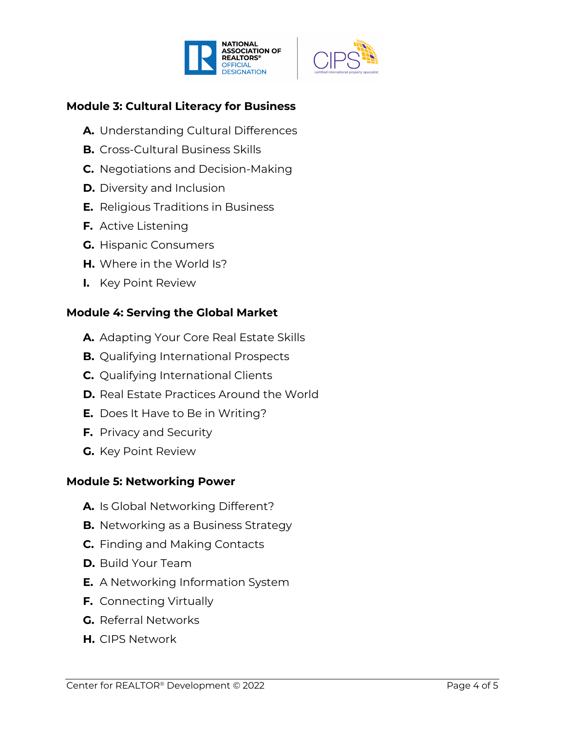## Module 3: Cultural Literacy for Business

A. Understanding Cultural Differences
B. Cross-Cultural Business Skills
C. Negotiations and Decision-Making
D. Diversity and Inclusion
E. Religious Traditions in Business
F. Active Listening
G. Hispanic Consumers
H. Where in the World Is?
I. Key Point Review

## Module 4: Serving the Global Market

A. Adapting Your Core Real Estate Skills
B. Qualifying International Prospects
C. Qualifying International Clients
D. Real Estate Practices Around the World
E. Does It Have to Be in Writing?
F. Privacy and Security
G. Key Point Review

## Module 5: Networking Power

A. Is Global Networking Different?
B. Networking as a Business Strategy
C. Finding and Making Contacts
D. Build Your Team
E. A Networking Information System
F. Connecting Virtually
G. Referral Networks
H. CIPS Network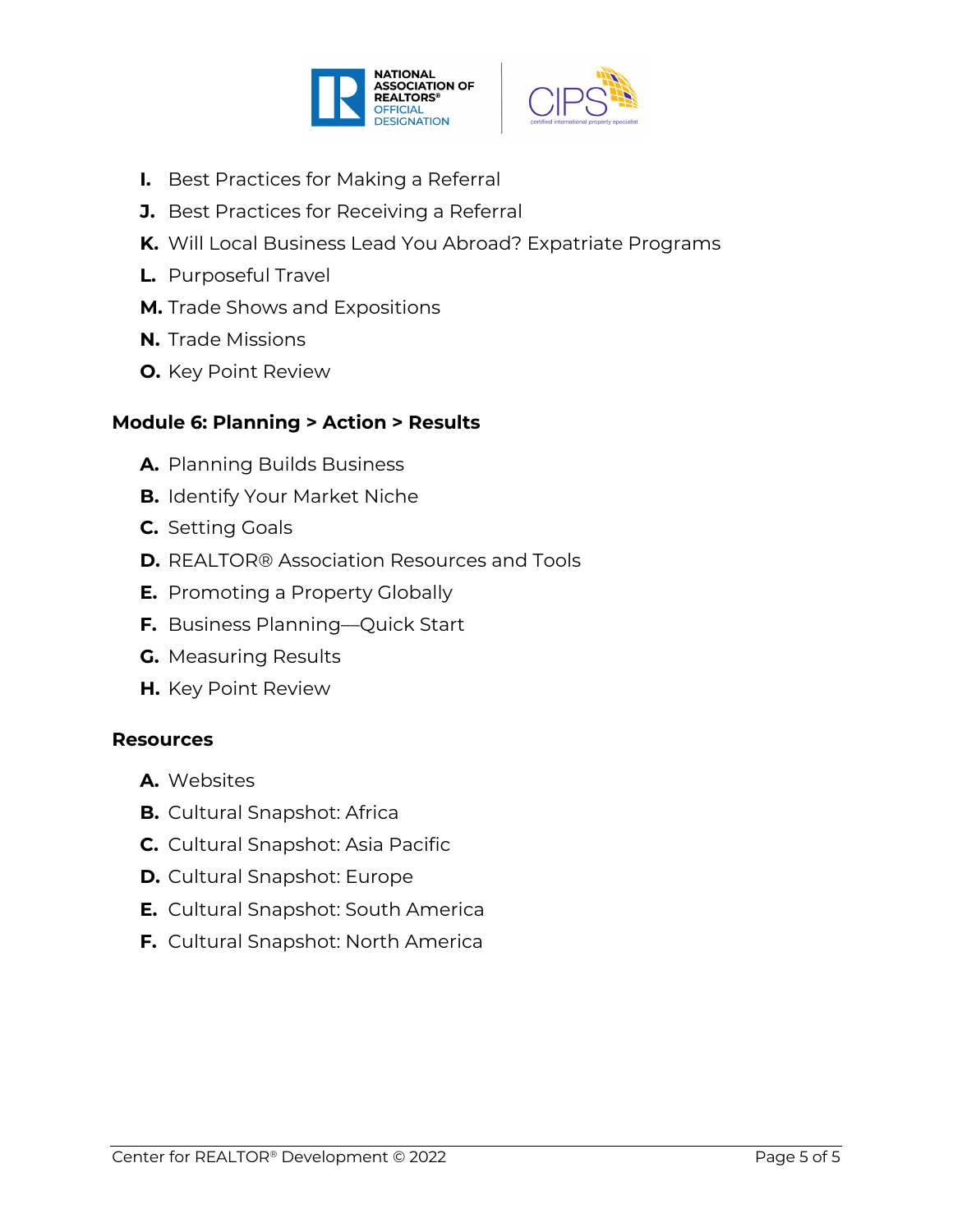**I.** Best Practices for Making a Referral

**J.** Best Practices for Receiving a Referral

**K.** Will Local Business Lead You Abroad? Expatriate Programs

**L.** Purposeful Travel

**M.** Trade Shows and Expositions

**N.** Trade Missions

**O.** Key Point Review

## Module 6: Planning > Action > Results

**A.** Planning Builds Business

**B.** Identify Your Market Niche

**C.** Setting Goals

**D.** REALTOR® Association Resources and Tools

**E.** Promoting a Property Globally

**F.** Business Planning—Quick Start

**G.** Measuring Results

**H.** Key Point Review

## Resources

**A.** Websites

**B.** Cultural Snapshot: Africa

**C.** Cultural Snapshot: Asia Pacific

**D.** Cultural Snapshot: Europe

**E.** Cultural Snapshot: South America

**F.** Cultural Snapshot: North America